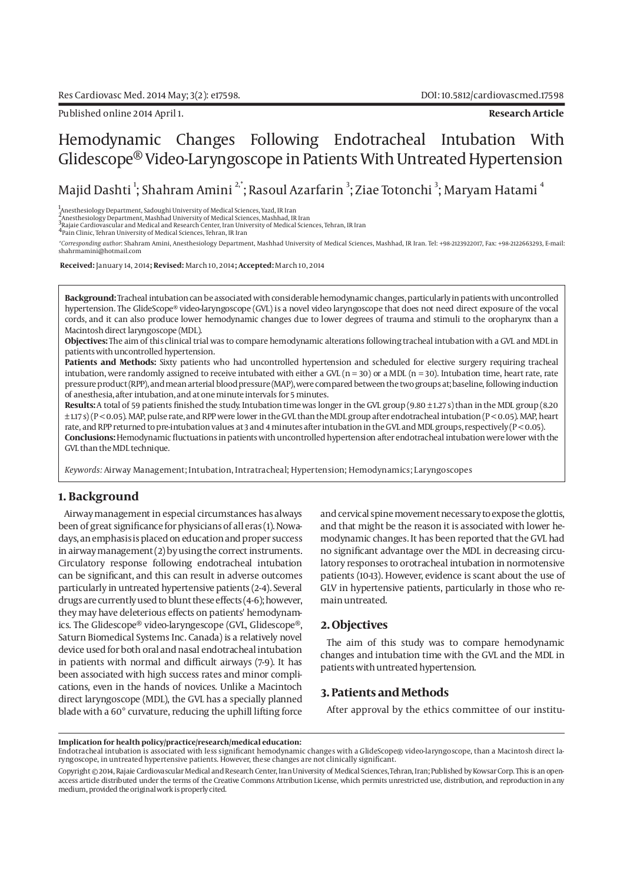Published online 2014 April 1.

**Research Article**

# Hemodynamic Changes Following Endotracheal Intubation With Glidescope® Video-Laryngoscope in Patients With Untreated Hypertension

Majid Dashti [1]; Shahram Amini [2,*]; Rasoul Azarfarin [3]; Ziae Totonchi [3]; Maryam Hatami [4]

[1] Anesthesiology Department, Sadoughi University of Medical Sciences, Yazd, IR Iran
[2] Anesthesiology Department, Mashhad University of Medical Sciences, Mashhad, IR Iran
[3] Rajaie Cardiovascular and Medical and Research Center, Iran University of Medical Sciences, Tehran, IR Iran
[4] Pain Clinic, Tehran University of Medical Sciences, Tehran, IR Iran

*Corresponding author: Shahram Amini, Anesthesiology Department, Mashhad University of Medical Sciences, Mashhad, IR Iran. Tel: +98-2123922017, Fax: +98-2122663293, E-mail: shahrmamini@hotmail.com

**Received:** January 14, 2014; **Revised:** March 10, 2014; **Accepted:** March 10, 2014

**Background:** Tracheal intubation can be associated with considerable hemodynamic changes, particularly in patients with uncontrolled hypertension. The GlideScope® video-laryngoscope (GVL) is a novel video laryngoscope that does not need direct exposure of the vocal cords, and it can also produce lower hemodynamic changes due to lower degrees of trauma and stimuli to the oropharynx than a Macintosh direct laryngoscope (MDL).

**Objectives:** The aim of this clinical trial was to compare hemodynamic alterations following tracheal intubation with a GVL and MDL in patients with uncontrolled hypertension.

**Patients and Methods:** Sixty patients who had uncontrolled hypertension and scheduled for elective surgery requiring tracheal intubation, were randomly assigned to receive intubated with either a GVL (n = 30) or a MDL (n = 30). Intubation time, heart rate, rate pressure product (RPP), and mean arterial blood pressure (MAP), were compared between the two groups at; baseline, following induction of anesthesia, after intubation, and at one minute intervals for 5 minutes.

**Results:** A total of 59 patients finished the study. Intubation time was longer in the GVL group (9.80 ± 1.27 s) than in the MDL group (8.20 ± 1.17 s) ($P < 0.05$). MAP, pulse rate, and RPP were lower in the GVL than the MDL group after endotracheal intubation ($P < 0.05$). MAP, heart rate, and RPP returned to pre-intubation values at 3 and 4 minutes after intubation in the GVL and MDL groups, respectively ($P < 0.05$).

**Conclusions:** Hemodynamic fluctuations in patients with uncontrolled hypertension after endotracheal intubation were lower with the GVL than the MDL technique.

*Keywords:* Airway Management; Intubation, Intratracheal; Hypertension; Hemodynamics; Laryngoscopes

## 1. Background

Airway management in especial circumstances has always been of great significance for physicians of all eras (1). Nowadays, an emphasis is placed on education and proper success in airway management (2) by using the correct instruments. Circulatory response following endotracheal intubation can be significant, and this can result in adverse outcomes particularly in untreated hypertensive patients (2-4). Several drugs are currently used to blunt these effects (4-6); however, they may have deleterious effects on patients' hemodynamics. The Glidescope® video-laryngescope (GVL, Glidescope®, Saturn Biomedical Systems Inc. Canada) is a relatively novel device used for both oral and nasal endotracheal intubation in patients with normal and difficult airways (7-9). It has been associated with high success rates and minor complications, even in the hands of novices. Unlike a Macintoch direct laryngoscope (MDL), the GVL has a specially planned blade with a 60° curvature, reducing the uphill lifting force and cervical spine movement necessary to expose the glottis, and that might be the reason it is associated with lower hemodynamic changes. It has been reported that the GVL had no significant advantage over the MDL in decreasing circulatory responses to orotracheal intubation in normotensive patients (10-13). However, evidence is scant about the use of GLV in hypertensive patients, particularly in those who remain untreated.

## 2. Objectives

The aim of this study was to compare hemodynamic changes and intubation time with the GVL and the MDL in patients with untreated hypertension.

## 3. Patients and Methods

After approval by the ethics committee of our institu-

**Implication for health policy/practice/research/medical education:**
Endotracheal intubation is associated with less significant hemodynamic changes with a GlideScope® video-laryngoscope, than a Macintosh direct laryngoscope, in untreated hypertensive patients. However, these changes are not clinically significant.

Copyright © 2014, Rajaie Cardiovascular Medical and Research Center, Iran University of Medical Sciences, Tehran, Iran; Published by Kowsar Corp. This is an open-access article distributed under the terms of the Creative Commons Attribution License, which permits unrestricted use, distribution, and reproduction in any medium, provided the original work is properly cited.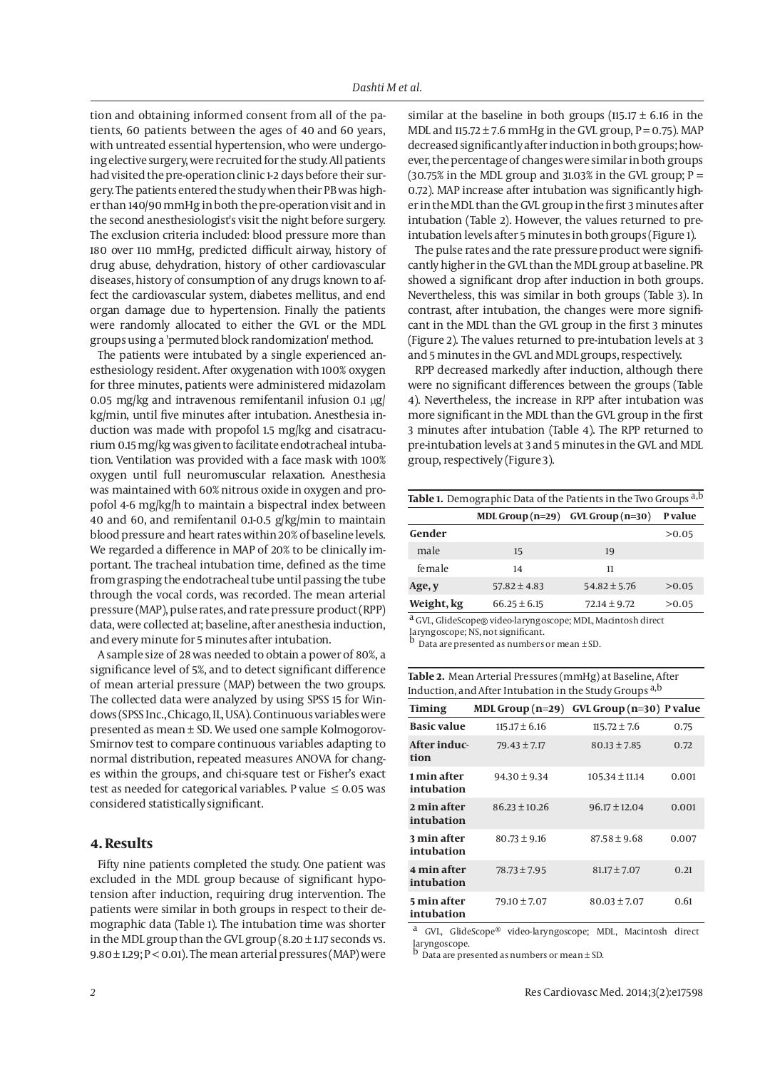tion and obtaining informed consent from all of the patients, 60 patients between the ages of 40 and 60 years, with untreated essential hypertension, who were undergoing elective surgery, were recruited for the study. All patients had visited the pre-operation clinic 1-2 days before their surgery. The patients entered the study when their PB was higher than 140/90 mmHg in both the pre-operation visit and in the second anesthesiologist's visit the night before surgery. The exclusion criteria included: blood pressure more than 180 over 110 mmHg, predicted difficult airway, history of drug abuse, dehydration, history of other cardiovascular diseases, history of consumption of any drugs known to affect the cardiovascular system, diabetes mellitus, and end organ damage due to hypertension. Finally the patients were randomly allocated to either the GVL or the MDL groups using a 'permuted block randomization' method.

The patients were intubated by a single experienced anesthesiology resident. After oxygenation with 100% oxygen for three minutes, patients were administered midazolam 0.05 mg/kg and intravenous remifentanil infusion 0.1 µg/kg/min, until five minutes after intubation. Anesthesia induction was made with propofol 1.5 mg/kg and cisatracurium 0.15 mg/kg was given to facilitate endotracheal intubation. Ventilation was provided with a face mask with 100% oxygen until full neuromuscular relaxation. Anesthesia was maintained with 60% nitrous oxide in oxygen and propofol 4-6 mg/kg/h to maintain a bispectral index between 40 and 60, and remifentanil 0.1-0.5 g/kg/min to maintain blood pressure and heart rates within 20% of baseline levels. We regarded a difference in MAP of 20% to be clinically important. The tracheal intubation time, defined as the time from grasping the endotracheal tube until passing the tube through the vocal cords, was recorded. The mean arterial pressure (MAP), pulse rates, and rate pressure product (RPP) data, were collected at; baseline, after anesthesia induction, and every minute for 5 minutes after intubation.

A sample size of 28 was needed to obtain a power of 80%, a significance level of 5%, and to detect significant difference of mean arterial pressure (MAP) between the two groups. The collected data were analyzed by using SPSS 15 for Windows (SPSS Inc., Chicago, IL, USA). Continuous variables were presented as mean ± SD. We used one sample Kolmogorov-Smirnov test to compare continuous variables adapting to normal distribution, repeated measures ANOVA for changes within the groups, and chi-square test or Fisher's exact test as needed for categorical variables. P value ≤ 0.05 was considered statistically significant.

## 4. Results

Fifty nine patients completed the study. One patient was excluded in the MDL group because of significant hypotension after induction, requiring drug intervention. The patients were similar in both groups in respect to their demographic data (Table 1). The intubation time was shorter in the MDL group than the GVL group (8.20 ± 1.17 seconds vs. 9.80 ± 1.29; P < 0.01). The mean arterial pressures (MAP) were similar at the baseline in both groups (115.17 ± 6.16 in the MDL and 115.72 ± 7.6 mmHg in the GVL group, P = 0.75). MAP decreased significantly after induction in both groups; however, the percentage of changes were similar in both groups (30.75% in the MDL group and 31.03% in the GVL group; P = 0.72). MAP increase after intubation was significantly higher in the MDL than the GVL group in the first 3 minutes after intubation (Table 2). However, the values returned to pre-intubation levels after 5 minutes in both groups (Figure 1).

The pulse rates and the rate pressure product were significantly higher in the GVL than the MDL group at baseline. PR showed a significant drop after induction in both groups. Nevertheless, this was similar in both groups (Table 3). In contrast, after intubation, the changes were more significant in the MDL than the GVL group in the first 3 minutes (Figure 2). The values returned to pre-intubation levels at 3 and 5 minutes in the GVL and MDL groups, respectively.

RPP decreased markedly after induction, although there were no significant differences between the groups (Table 4). Nevertheless, the increase in RPP after intubation was more significant in the MDL than the GVL group in the first 3 minutes after intubation (Table 4). The RPP returned to pre-intubation levels at 3 and 5 minutes in the GVL and MDL group, respectively (Figure 3).

**Table 1.** Demographic Data of the Patients in the Two Groups [a,b]

| | MDL Group (n=29) | GVL Group (n=30) | P value |
|---|---|---|---|
| **Gender** | | | >0.05 |
| male | 15 | 19 | |
| female | 14 | 11 | |
| **Age, y** | 57.82 ± 4.83 | 54.82 ± 5.76 | >0.05 |
| **Weight, kg** | 66.25 ± 6.15 | 72.14 ± 9.72 | >0.05 |

[a] GVL, GlideScope® video-laryngoscope; MDL, Macintosh direct laryngoscope; NS, not significant.
[b] Data are presented as numbers or mean ± SD.

**Table 2.** Mean Arterial Pressures (mmHg) at Baseline, After Induction, and After Intubation in the Study Groups [a,b]

| Timing | MDL Group (n=29) | GVL Group (n=30) | P value |
|---|---|---|---|
| **Basic value** | 115.17 ± 6.16 | 115.72 ± 7.6 | 0.75 |
| **After induction** | 79.43 ± 7.17 | 80.13 ± 7.85 | 0.72 |
| **1 min after intubation** | 94.30 ± 9.34 | 105.34 ± 11.14 | 0.001 |
| **2 min after intubation** | 86.23 ± 10.26 | 96.17 ± 12.04 | 0.001 |
| **3 min after intubation** | 80.73 ± 9.16 | 87.58 ± 9.68 | 0.007 |
| **4 min after intubation** | 78.73 ± 7.95 | 81.17 ± 7.07 | 0.21 |
| **5 min after intubation** | 79.10 ± 7.07 | 80.03 ± 7.07 | 0.61 |

[a] GVL, GlideScope® video-laryngoscope; MDL, Macintosh direct laryngoscope.
[b] Data are presented as numbers or mean ± SD.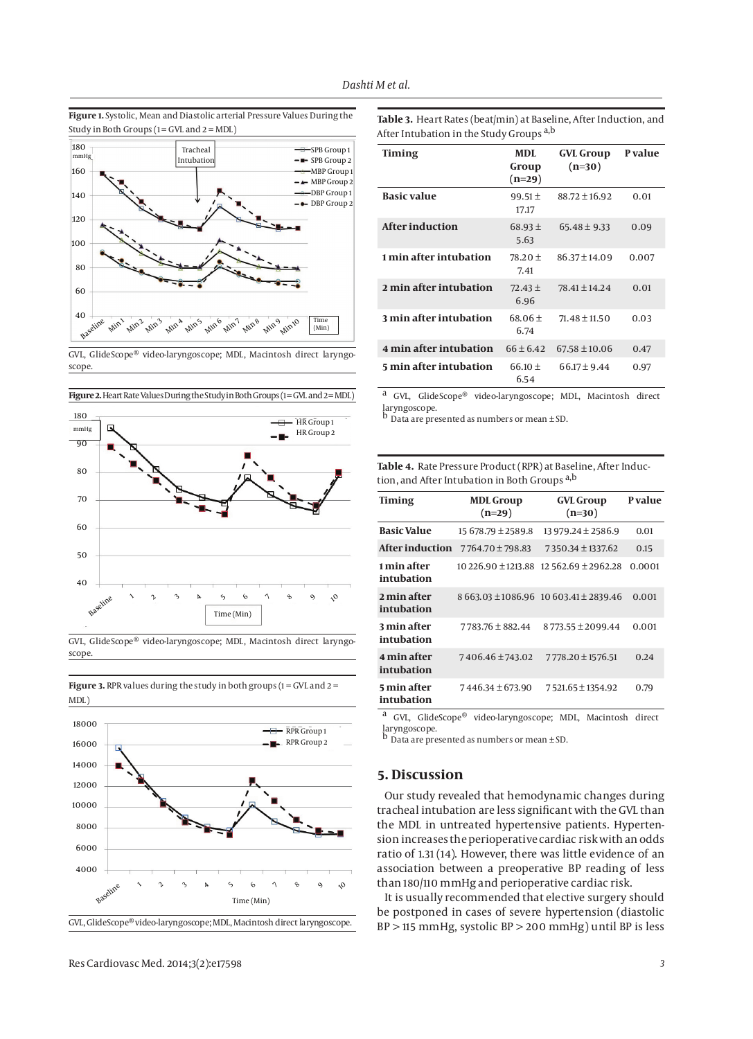**Figure 1.** Systolic, Mean and Diastolic arterial Pressure Values During the Study in Both Groups (1 = GVL and 2 = MDL)

GVL, GlideScope® video-laryngoscope; MDL, Macintosh direct laryngoscope.

**Figure 2.** Heart Rate Values During the Study in Both Groups (1 = GVL and 2 = MDL)

GVL, GlideScope® video-laryngoscope; MDL, Macintosh direct laryngoscope.

**Figure 3.** RPR values during the study in both groups (1 = GVL and 2 = MDL)

GVL, GlideScope® video-laryngoscope; MDL, Macintosh direct laryngoscope.

**Table 3.** Heart Rates (beat/min) at Baseline, After Induction, and After Intubation in the Study Groups [a,b]

| Timing | MDL Group (n=29) | GVL Group (n=30) | P value |
|---|---|---|---|
| **Basic value** | 99.51 ± 17.17 | 88.72 ± 16.92 | 0.01 |
| **After induction** | 68.93 ± 5.63 | 65.48 ± 9.33 | 0.09 |
| **1 min after intubation** | 78.20 ± 7.41 | 86.37 ± 14.09 | 0.007 |
| **2 min after intubation** | 72.43 ± 6.96 | 78.41 ± 14.24 | 0.01 |
| **3 min after intubation** | 68.06 ± 6.74 | 71.48 ± 11.50 | 0.03 |
| **4 min after intubation** | 66 ± 6.42 | 67.58 ± 10.06 | 0.47 |
| **5 min after intubation** | 66.10 ± 6.54 | 66.17 ± 9.44 | 0.97 |

[a] GVL, GlideScope® video-laryngoscope; MDL, Macintosh direct laryngoscope.
[b] Data are presented as numbers or mean ± SD.

**Table 4.** Rate Pressure Product (RPR) at Baseline, After Induction, and After Intubation in Both Groups [a,b]

| Timing | MDL Group (n=29) | GVL Group (n=30) | P value |
|---|---|---|---|
| **Basic Value** | 15 678.79 ± 2589.8 | 13 979.24 ± 2586.9 | 0.01 |
| **After induction** | 7764.70 ± 798.83 | 7350.34 ± 1337.62 | 0.15 |
| **1 min after intubation** | 10 226.90 ± 1213.88 | 12 562.69 ± 2962.28 | 0.0001 |
| **2 min after intubation** | 8 663.03 ± 1086.96 | 10 603.41 ± 2839.46 | 0.001 |
| **3 min after intubation** | 7 783.76 ± 882.44 | 8 773.55 ± 2099.44 | 0.001 |
| **4 min after intubation** | 7 406.46 ± 743.02 | 7 778.20 ± 1576.51 | 0.24 |
| **5 min after intubation** | 7 446.34 ± 673.90 | 7 521.65 ± 1354.92 | 0.79 |

[a] GVL, GlideScope® video-laryngoscope; MDL, Macintosh direct laryngoscope.
[b] Data are presented as numbers or mean ± SD.

## 5. Discussion

Our study revealed that hemodynamic changes during tracheal intubation are less significant with the GVL than the MDL in untreated hypertensive patients. Hypertension increases the perioperative cardiac risk with an odds ratio of 1.31 (14). However, there was little evidence of an association between a preoperative BP reading of less than 180/110 mmHg and perioperative cardiac risk.

It is usually recommended that elective surgery should be postponed in cases of severe hypertension (diastolic BP > 115 mmHg, systolic BP > 200 mmHg) until BP is less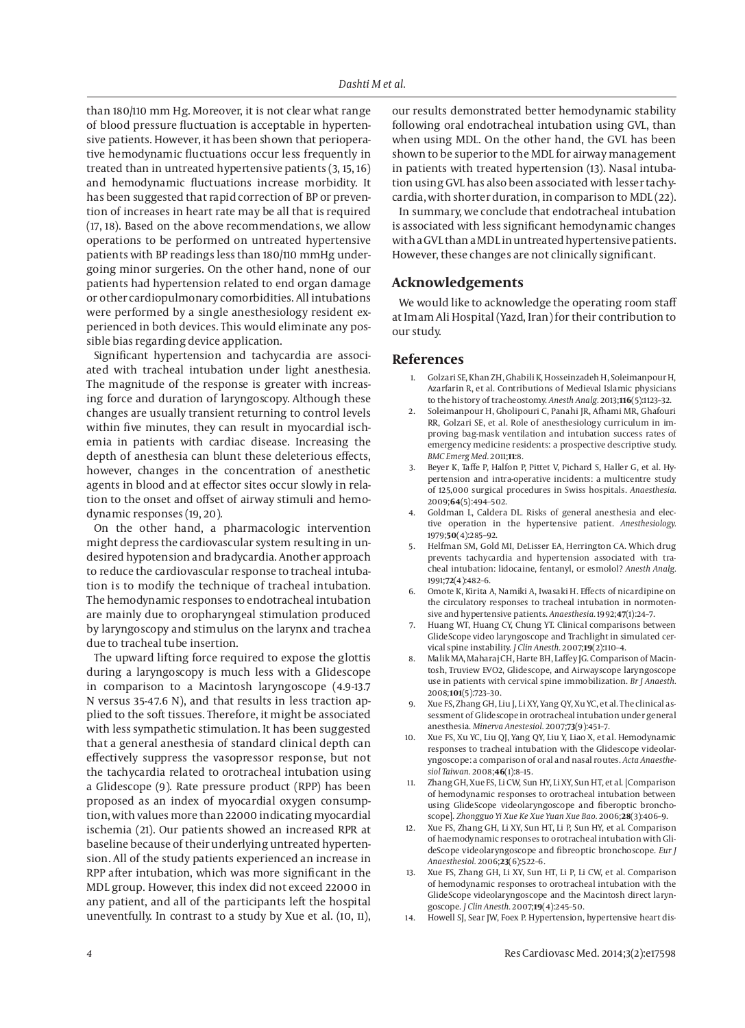than 180/110 mm Hg. Moreover, it is not clear what range of blood pressure fluctuation is acceptable in hypertensive patients. However, it has been shown that perioperative hemodynamic fluctuations occur less frequently in treated than in untreated hypertensive patients (3, 15, 16) and hemodynamic fluctuations increase morbidity. It has been suggested that rapid correction of BP or prevention of increases in heart rate may be all that is required (17, 18). Based on the above recommendations, we allow operations to be performed on untreated hypertensive patients with BP readings less than 180/110 mmHg undergoing minor surgeries. On the other hand, none of our patients had hypertension related to end organ damage or other cardiopulmonary comorbidities. All intubations were performed by a single anesthesiology resident experienced in both devices. This would eliminate any possible bias regarding device application.

Significant hypertension and tachycardia are associated with tracheal intubation under light anesthesia. The magnitude of the response is greater with increasing force and duration of laryngoscopy. Although these changes are usually transient returning to control levels within five minutes, they can result in myocardial ischemia in patients with cardiac disease. Increasing the depth of anesthesia can blunt these deleterious effects, however, changes in the concentration of anesthetic agents in blood and at effector sites occur slowly in relation to the onset and offset of airway stimuli and hemodynamic responses (19, 20).

On the other hand, a pharmacologic intervention might depress the cardiovascular system resulting in undesired hypotension and bradycardia. Another approach to reduce the cardiovascular response to tracheal intubation is to modify the technique of tracheal intubation. The hemodynamic responses to endotracheal intubation are mainly due to oropharyngeal stimulation produced by laryngoscopy and stimulus on the larynx and trachea due to tracheal tube insertion.

The upward lifting force required to expose the glottis during a laryngoscopy is much less with a Glidescope in comparison to a Macintosh laryngoscope (4.9-13.7 N versus 35-47.6 N), and that results in less traction applied to the soft tissues. Therefore, it might be associated with less sympathetic stimulation. It has been suggested that a general anesthesia of standard clinical depth can effectively suppress the vasopressor response, but not the tachycardia related to orotracheal intubation using a Glidescope (9). Rate pressure product (RPP) has been proposed as an index of myocardial oxygen consumption, with values more than 22000 indicating myocardial ischemia (21). Our patients showed an increased RPR at baseline because of their underlying untreated hypertension. All of the study patients experienced an increase in RPP after intubation, which was more significant in the MDL group. However, this index did not exceed 22000 in any patient, and all of the participants left the hospital uneventfully. In contrast to a study by Xue et al. (10, 11), our results demonstrated better hemodynamic stability following oral endotracheal intubation using GVL, than when using MDL. On the other hand, the GVL has been shown to be superior to the MDL for airway management in patients with treated hypertension (13). Nasal intubation using GVL has also been associated with lesser tachycardia, with shorter duration, in comparison to MDL (22).

In summary, we conclude that endotracheal intubation is associated with less significant hemodynamic changes with a GVL than a MDL in untreated hypertensive patients. However, these changes are not clinically significant.

## Acknowledgements

We would like to acknowledge the operating room staff at Imam Ali Hospital (Yazd, Iran) for their contribution to our study.

## References

1. Golzari SE, Khan ZH, Ghabili K, Hosseinzadeh H, Soleimanpour H, Azarfarin R, et al. Contributions of Medieval Islamic physicians to the history of tracheostomy. *Anesth Analg.* 2013;**116**(5):1123–32.
2. Soleimanpour H, Gholipouri C, Panahi JR, Afhami MR, Ghafouri RR, Golzari SE, et al. Role of anesthesiology curriculum in improving bag-mask ventilation and intubation success rates of emergency medicine residents: a prospective descriptive study. *BMC Emerg Med.* 2011;**11**:8.
3. Beyer K, Taffe P, Halfon P, Pittet V, Pichard S, Haller G, et al. Hypertension and intra-operative incidents: a multicentre study of 125,000 surgical procedures in Swiss hospitals. *Anaesthesia.* 2009;**64**(5):494–502.
4. Goldman L, Caldera DL. Risks of general anesthesia and elective operation in the hypertensive patient. *Anesthesiology.* 1979;**50**(4):285–92.
5. Helfman SM, Gold MI, DeLisser EA, Herrington CA. Which drug prevents tachycardia and hypertension associated with tracheal intubation: lidocaine, fentanyl, or esmolol? *Anesth Analg.* 1991;**72**(4):482–6.
6. Omote K, Kirita A, Namiki A, Iwasaki H. Effects of nicardipine on the circulatory responses to tracheal intubation in normotensive and hypertensive patients. *Anaesthesia.* 1992;**47**(1):24–7.
7. Huang WT, Huang CY, Chung YT. Clinical comparisons between GlideScope video laryngoscope and Trachlight in simulated cervical spine instability. *J Clin Anesth.* 2007;**19**(2):110–4.
8. Malik MA, Maharaj CH, Harte BH, Laffey JG. Comparison of Macintosh, Truview EVO2, Glidescope, and Airwayscope laryngoscope use in patients with cervical spine immobilization. *Br J Anaesth.* 2008;**101**(5):723–30.
9. Xue FS, Zhang GH, Liu J, Li XY, Yang QY, Xu YC, et al. The clinical assessment of Glidescope in orotracheal intubation under general anesthesia. *Minerva Anestesiol.* 2007;**73**(9):451–7.
10. Xue FS, Xu YC, Liu QJ, Yang QY, Liu Y, Liao X, et al. Hemodynamic responses to tracheal intubation with the Glidescope videolaryngoscope: a comparison of oral and nasal routes. *Acta Anaesthesiol Taiwan.* 2008;**46**(1):8–15.
11. Zhang GH, Xue FS, Li CW, Sun HY, Li XY, Sun HT, et al. [Comparison of hemodynamic responses to orotracheal intubation between using GlideScope videolaryngoscope and fiberoptic bronchoscope]. *Zhongguo Yi Xue Ke Xue Yuan Xue Bao.* 2006;**28**(3):406–9.
12. Xue FS, Zhang GH, Li XY, Sun HT, Li P, Sun HY, et al. Comparison of haemodynamic responses to orotracheal intubation with GlideScope videolaryngoscope and fibreoptic bronchoscope. *Eur J Anaesthesiol.* 2006;**23**(6):522–6.
13. Xue FS, Zhang GH, Li XY, Sun HT, Li P, Li CW, et al. Comparison of hemodynamic responses to orotracheal intubation with the GlideScope videolaryngoscope and the Macintosh direct laryngoscope. *J Clin Anesth.* 2007;**19**(4):245–50.
14. Howell SJ, Sear JW, Foex P. Hypertension, hypertensive heart dis-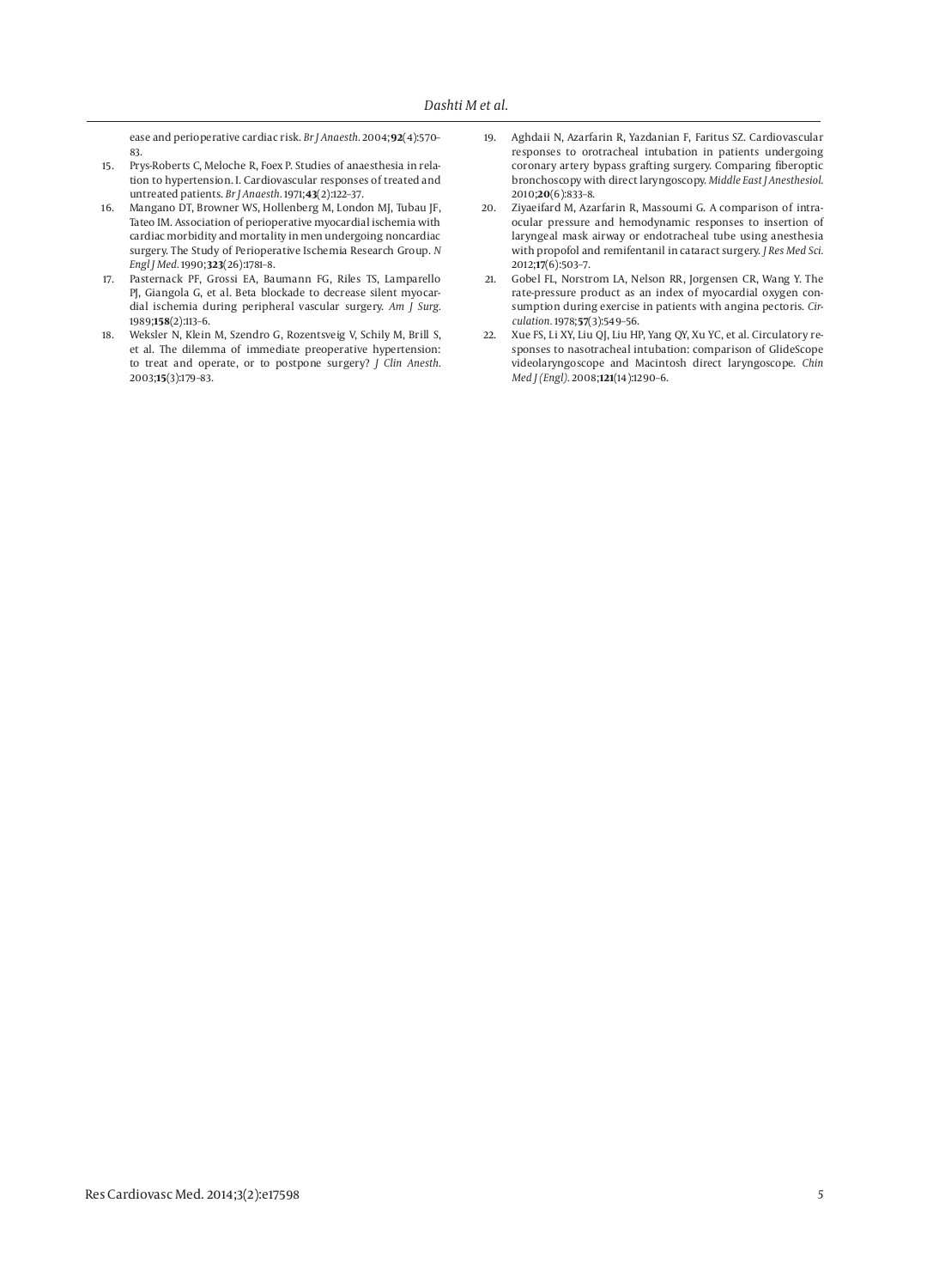ease and perioperative cardiac risk. *Br J Anaesth*. 2004;**92**(4):570–83.

15. Prys-Roberts C, Meloche R, Foex P. Studies of anaesthesia in relation to hypertension. I. Cardiovascular responses of treated and untreated patients. *Br J Anaesth*. 1971;**43**(2):122–37.
16. Mangano DT, Browner WS, Hollenberg M, London MJ, Tubau JF, Tateo IM. Association of perioperative myocardial ischemia with cardiac morbidity and mortality in men undergoing noncardiac surgery. The Study of Perioperative Ischemia Research Group. *N Engl J Med*. 1990;**323**(26):1781–8.
17. Pasternack PF, Grossi EA, Baumann FG, Riles TS, Lamparello PJ, Giangola G, et al. Beta blockade to decrease silent myocardial ischemia during peripheral vascular surgery. *Am J Surg*. 1989;**158**(2):113–6.
18. Weksler N, Klein M, Szendro G, Rozentsveig V, Schily M, Brill S, et al. The dilemma of immediate preoperative hypertension: to treat and operate, or to postpone surgery? *J Clin Anesth*. 2003;**15**(3):179–83.
19. Aghdaii N, Azarfarin R, Yazdanian F, Faritus SZ. Cardiovascular responses to orotracheal intubation in patients undergoing coronary artery bypass grafting surgery. Comparing fiberoptic bronchoscopy with direct laryngoscopy. *Middle East J Anesthesiol*. 2010;**20**(6):833–8.
20. Ziyaeifard M, Azarfarin R, Massoumi G. A comparison of intraocular pressure and hemodynamic responses to insertion of laryngeal mask airway or endotracheal tube using anesthesia with propofol and remifentanil in cataract surgery. *J Res Med Sci*. 2012;**17**(6):503–7.
21. Gobel FL, Norstrom LA, Nelson RR, Jorgensen CR, Wang Y. The rate-pressure product as an index of myocardial oxygen consumption during exercise in patients with angina pectoris. *Circulation*. 1978;**57**(3):549–56.
22. Xue FS, Li XY, Liu QJ, Liu HP, Yang QY, Xu YC, et al. Circulatory responses to nasotracheal intubation: comparison of GlideScope videolaryngoscope and Macintosh direct laryngoscope. *Chin Med J (Engl)*. 2008;**121**(14):1290–6.